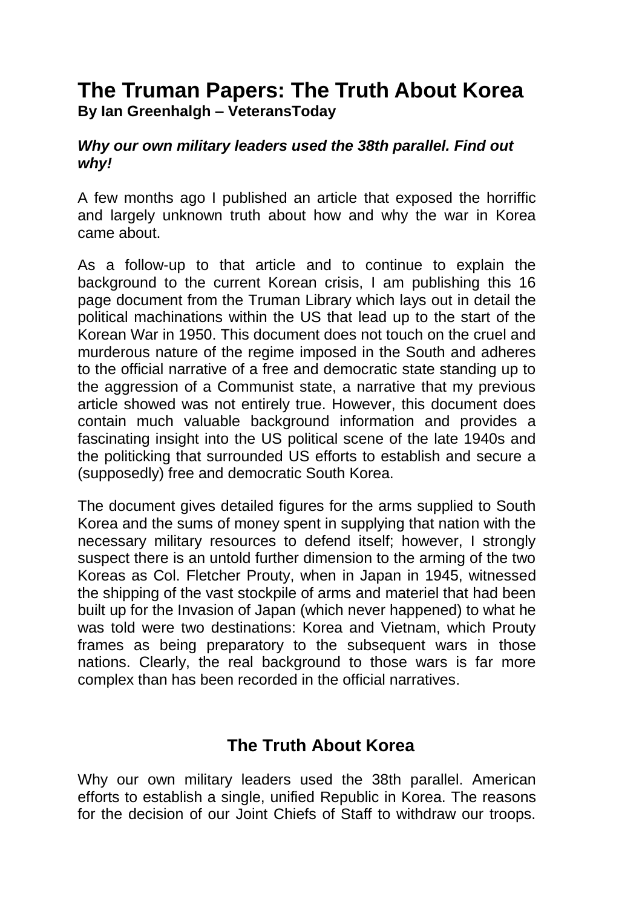# The Truman Papers: The Truth About Korea

**By Ian Greenhalgh – VeteransToday**

***Why our own military leaders used the 38th parallel. Find out why!***

A few months ago I published an article that exposed the horriffic and largely unknown truth about how and why the war in Korea came about.

As a follow-up to that article and to continue to explain the background to the current Korean crisis, I am publishing this 16 page document from the Truman Library which lays out in detail the political machinations within the US that lead up to the start of the Korean War in 1950. This document does not touch on the cruel and murderous nature of the regime imposed in the South and adheres to the official narrative of a free and democratic state standing up to the aggression of a Communist state, a narrative that my previous article showed was not entirely true. However, this document does contain much valuable background information and provides a fascinating insight into the US political scene of the late 1940s and the politicking that surrounded US efforts to establish and secure a (supposedly) free and democratic South Korea.

The document gives detailed figures for the arms supplied to South Korea and the sums of money spent in supplying that nation with the necessary military resources to defend itself; however, I strongly suspect there is an untold further dimension to the arming of the two Koreas as Col. Fletcher Prouty, when in Japan in 1945, witnessed the shipping of the vast stockpile of arms and materiel that had been built up for the Invasion of Japan (which never happened) to what he was told were two destinations: Korea and Vietnam, which Prouty frames as being preparatory to the subsequent wars in those nations. Clearly, the real background to those wars is far more complex than has been recorded in the official narratives.

## The Truth About Korea

Why our own military leaders used the 38th parallel. American efforts to establish a single, unified Republic in Korea. The reasons for the decision of our Joint Chiefs of Staff to withdraw our troops.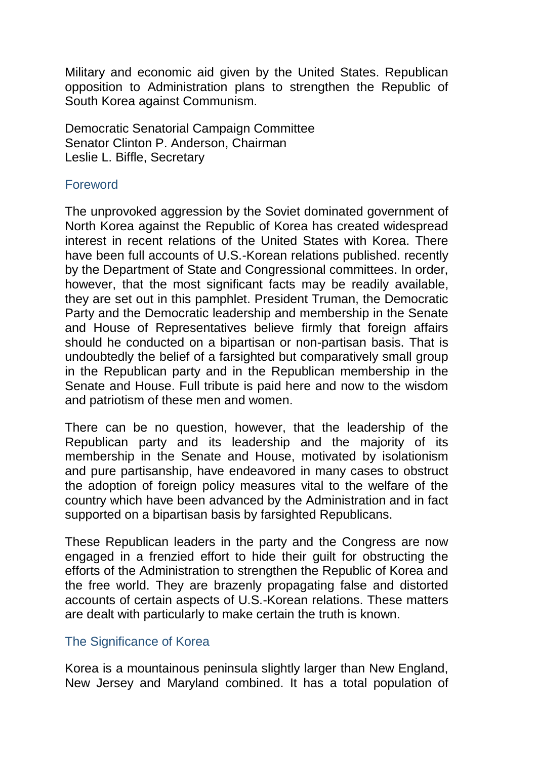Military and economic aid given by the United States. Republican opposition to Administration plans to strengthen the Republic of South Korea against Communism.

Democratic Senatorial Campaign Committee
Senator Clinton P. Anderson, Chairman
Leslie L. Biffle, Secretary

## Foreword

The unprovoked aggression by the Soviet dominated government of North Korea against the Republic of Korea has created widespread interest in recent relations of the United States with Korea. There have been full accounts of U.S.-Korean relations published. recently by the Department of State and Congressional committees. In order, however, that the most significant facts may be readily available, they are set out in this pamphlet. President Truman, the Democratic Party and the Democratic leadership and membership in the Senate and House of Representatives believe firmly that foreign affairs should he conducted on a bipartisan or non-partisan basis. That is undoubtedly the belief of a farsighted but comparatively small group in the Republican party and in the Republican membership in the Senate and House. Full tribute is paid here and now to the wisdom and patriotism of these men and women.

There can be no question, however, that the leadership of the Republican party and its leadership and the majority of its membership in the Senate and House, motivated by isolationism and pure partisanship, have endeavored in many cases to obstruct the adoption of foreign policy measures vital to the welfare of the country which have been advanced by the Administration and in fact supported on a bipartisan basis by farsighted Republicans.

These Republican leaders in the party and the Congress are now engaged in a frenzied effort to hide their guilt for obstructing the efforts of the Administration to strengthen the Republic of Korea and the free world. They are brazenly propagating false and distorted accounts of certain aspects of U.S.-Korean relations. These matters are dealt with particularly to make certain the truth is known.

## The Significance of Korea

Korea is a mountainous peninsula slightly larger than New England, New Jersey and Maryland combined. It has a total population of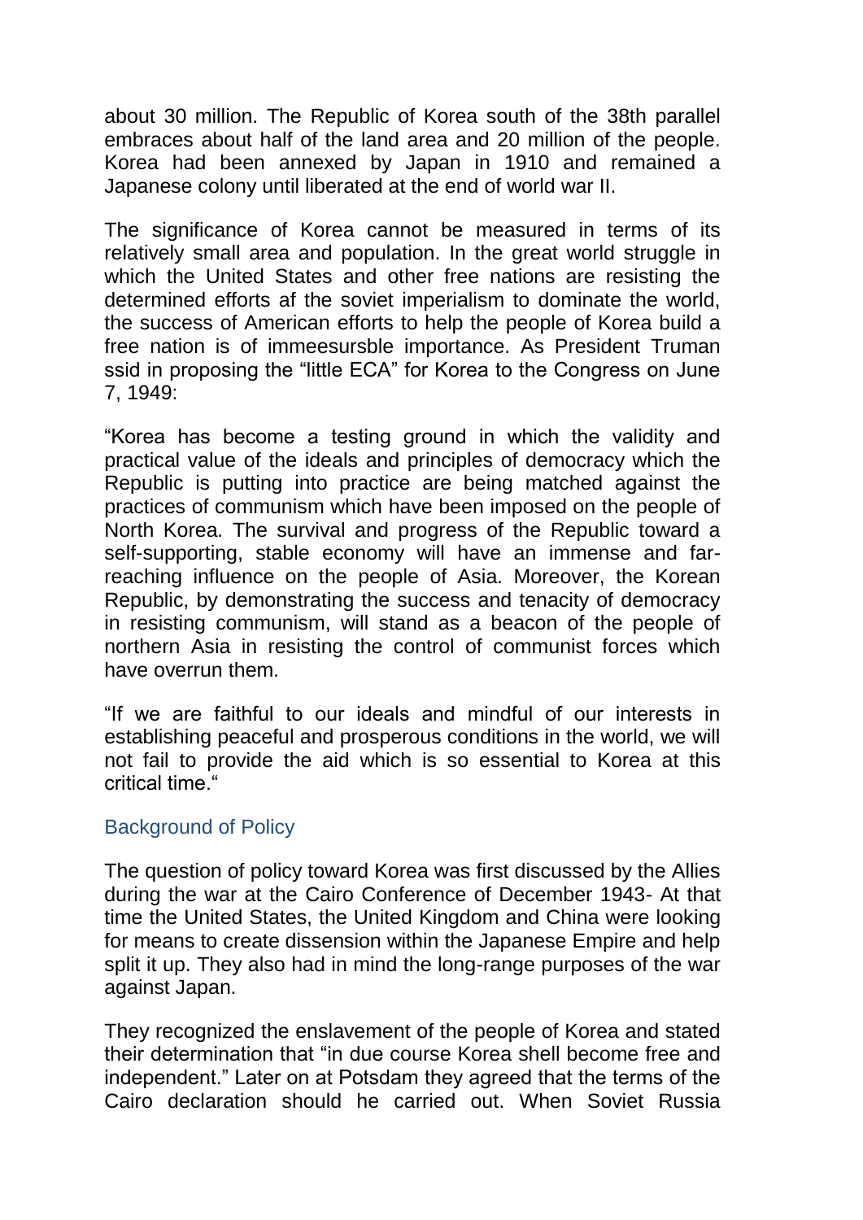about 30 million. The Republic of Korea south of the 38th parallel embraces about half of the land area and 20 million of the people. Korea had been annexed by Japan in 1910 and remained a Japanese colony until liberated at the end of world war II.

The significance of Korea cannot be measured in terms of its relatively small area and population. In the great world struggle in which the United States and other free nations are resisting the determined efforts af the soviet imperialism to dominate the world, the success of American efforts to help the people of Korea build a free nation is of immeesursble importance. As President Truman ssid in proposing the "little ECA" for Korea to the Congress on June 7, 1949:

"Korea has become a testing ground in which the validity and practical value of the ideals and principles of democracy which the Republic is putting into practice are being matched against the practices of communism which have been imposed on the people of North Korea. The survival and progress of the Republic toward a self-supporting, stable economy will have an immense and far-reaching influence on the people of Asia. Moreover, the Korean Republic, by demonstrating the success and tenacity of democracy in resisting communism, will stand as a beacon of the people of northern Asia in resisting the control of communist forces which have overrun them.

"If we are faithful to our ideals and mindful of our interests in establishing peaceful and prosperous conditions in the world, we will not fail to provide the aid which is so essential to Korea at this critical time."

## Background of Policy

The question of policy toward Korea was first discussed by the Allies during the war at the Cairo Conference of December 1943- At that time the United States, the United Kingdom and China were looking for means to create dissension within the Japanese Empire and help split it up. They also had in mind the long-range purposes of the war against Japan.

They recognized the enslavement of the people of Korea and stated their determination that "in due course Korea shell become free and independent." Later on at Potsdam they agreed that the terms of the Cairo declaration should he carried out. When Soviet Russia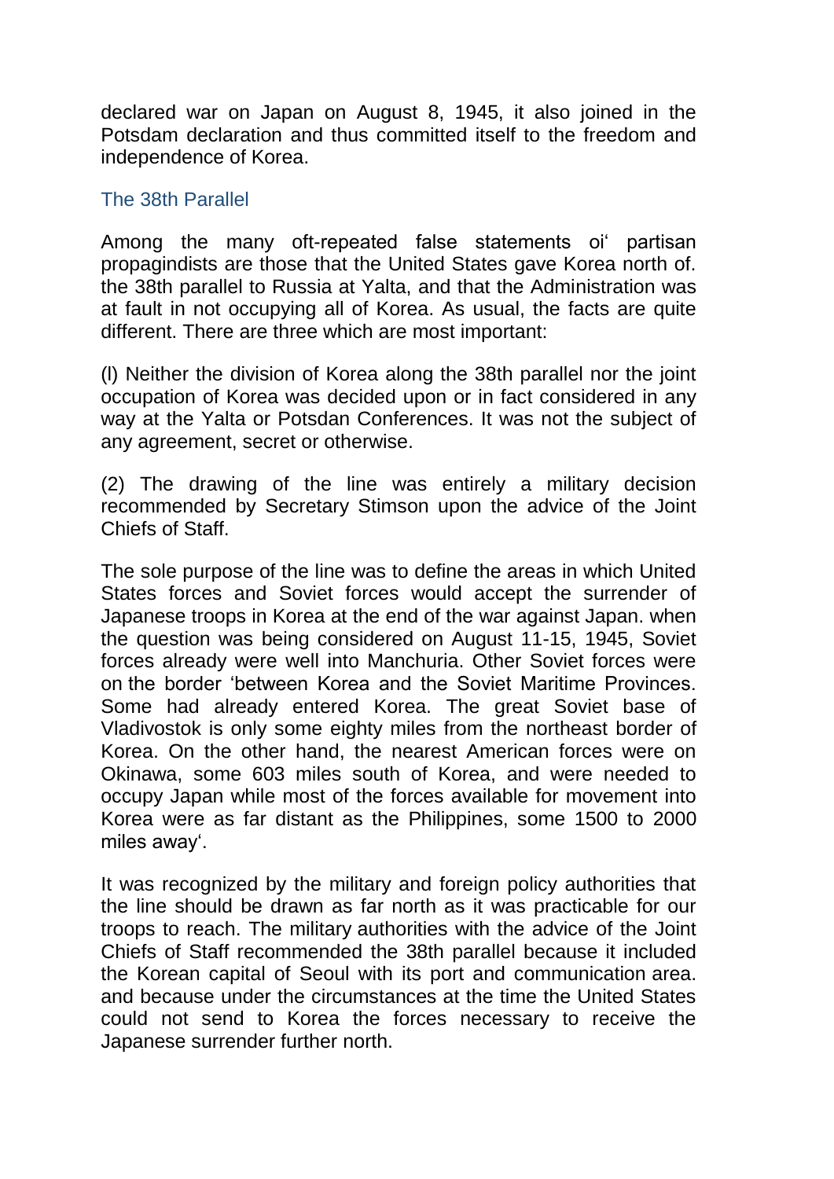declared war on Japan on August 8, 1945, it also joined in the Potsdam declaration and thus committed itself to the freedom and independence of Korea.

## The 38th Parallel

Among the many oft-repeated false statements oi' partisan propagindists are those that the United States gave Korea north of. the 38th parallel to Russia at Yalta, and that the Administration was at fault in not occupying all of Korea. As usual, the facts are quite different. There are three which are most important:

(l) Neither the division of Korea along the 38th parallel nor the joint occupation of Korea was decided upon or in fact considered in any way at the Yalta or Potsdan Conferences. It was not the subject of any agreement, secret or otherwise.

(2) The drawing of the line was entirely a military decision recommended by Secretary Stimson upon the advice of the Joint Chiefs of Staff.

The sole purpose of the line was to define the areas in which United States forces and Soviet forces would accept the surrender of Japanese troops in Korea at the end of the war against Japan. when the question was being considered on August 11-15, 1945, Soviet forces already were well into Manchuria. Other Soviet forces were on the border 'between Korea and the Soviet Maritime Provinces. Some had already entered Korea. The great Soviet base of Vladivostok is only some eighty miles from the northeast border of Korea. On the other hand, the nearest American forces were on Okinawa, some 603 miles south of Korea, and were needed to occupy Japan while most of the forces available for movement into Korea were as far distant as the Philippines, some 1500 to 2000 miles away'.

It was recognized by the military and foreign policy authorities that the line should be drawn as far north as it was practicable for our troops to reach. The military authorities with the advice of the Joint Chiefs of Staff recommended the 38th parallel because it included the Korean capital of Seoul with its port and communication area. and because under the circumstances at the time the United States could not send to Korea the forces necessary to receive the Japanese surrender further north.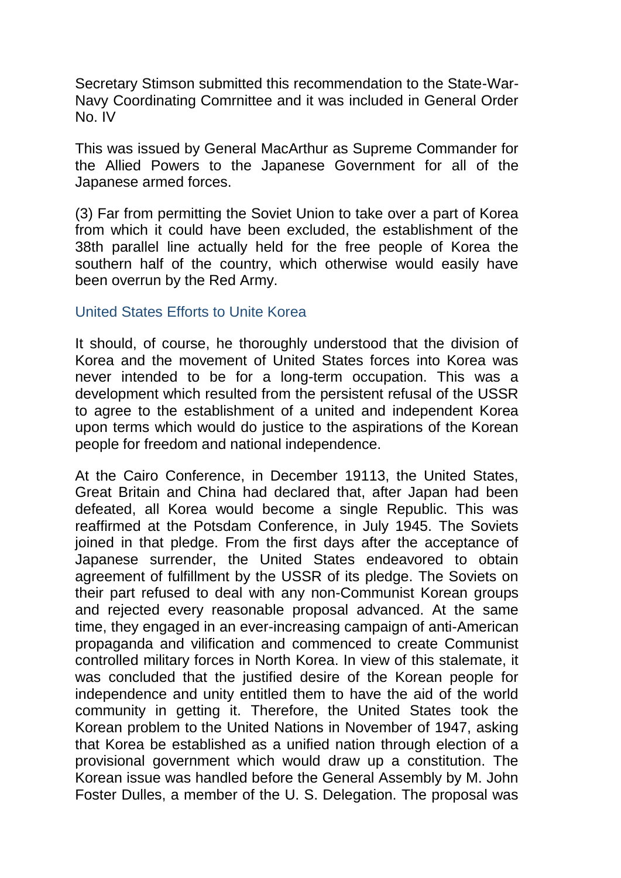Secretary Stimson submitted this recommendation to the State-War-Navy Coordinating Comrnittee and it was included in General Order No. IV

This was issued by General MacArthur as Supreme Commander for the Allied Powers to the Japanese Government for all of the Japanese armed forces.

(3) Far from permitting the Soviet Union to take over a part of Korea from which it could have been excluded, the establishment of the 38th parallel line actually held for the free people of Korea the southern half of the country, which otherwise would easily have been overrun by the Red Army.

## United States Efforts to Unite Korea

It should, of course, he thoroughly understood that the division of Korea and the movement of United States forces into Korea was never intended to be for a long-term occupation. This was a development which resulted from the persistent refusal of the USSR to agree to the establishment of a united and independent Korea upon terms which would do justice to the aspirations of the Korean people for freedom and national independence.

At the Cairo Conference, in December 19113, the United States, Great Britain and China had declared that, after Japan had been defeated, all Korea would become a single Republic. This was reaffirmed at the Potsdam Conference, in July 1945. The Soviets joined in that pledge. From the first days after the acceptance of Japanese surrender, the United States endeavored to obtain agreement of fulfillment by the USSR of its pledge. The Soviets on their part refused to deal with any non-Communist Korean groups and rejected every reasonable proposal advanced. At the same time, they engaged in an ever-increasing campaign of anti-American propaganda and vilification and commenced to create Communist controlled military forces in North Korea. In view of this stalemate, it was concluded that the justified desire of the Korean people for independence and unity entitled them to have the aid of the world community in getting it. Therefore, the United States took the Korean problem to the United Nations in November of 1947, asking that Korea be established as a unified nation through election of a provisional government which would draw up a constitution. The Korean issue was handled before the General Assembly by M. John Foster Dulles, a member of the U. S. Delegation. The proposal was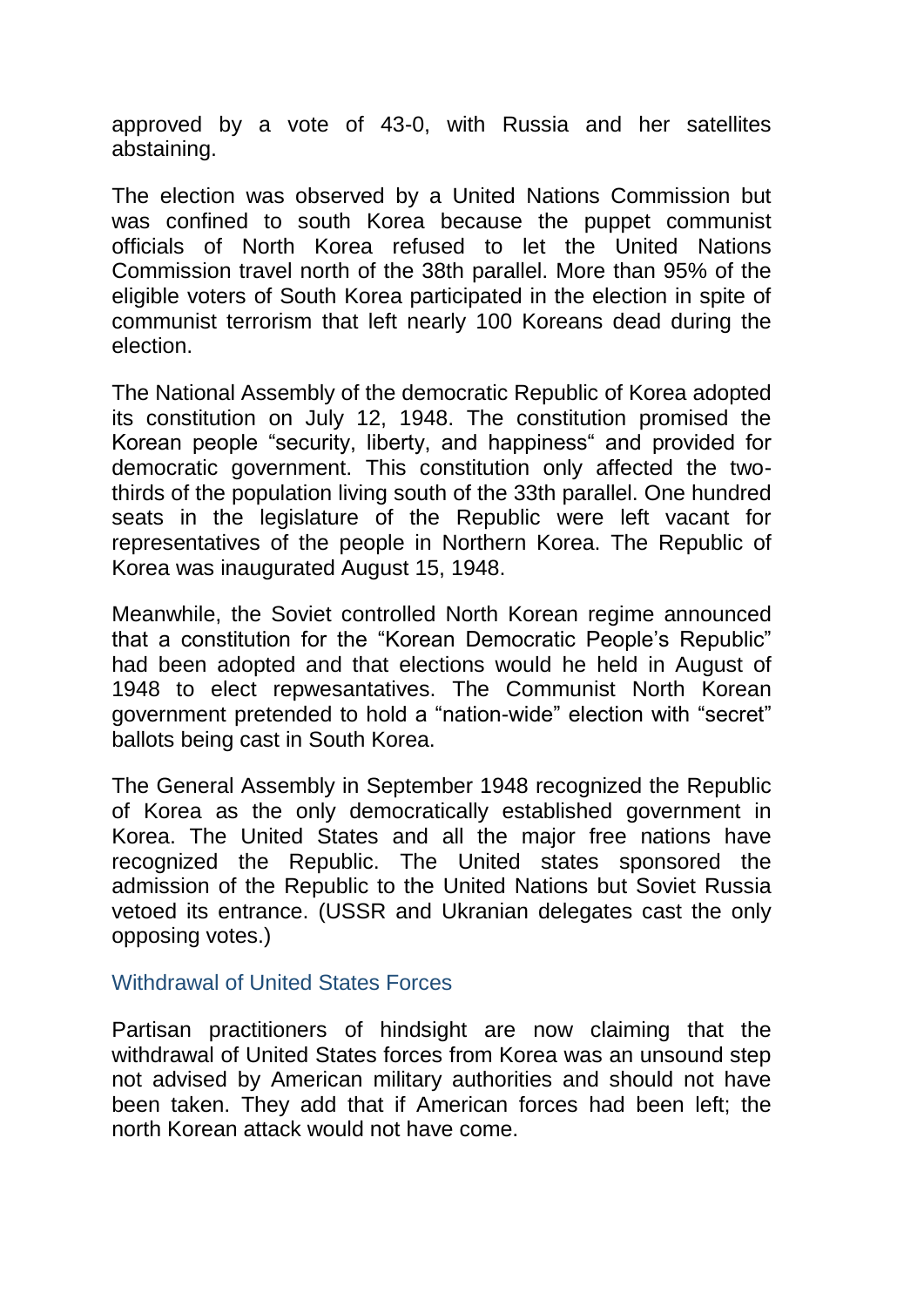approved by a vote of 43-0, with Russia and her satellites abstaining.

The election was observed by a United Nations Commission but was confined to south Korea because the puppet communist officials of North Korea refused to let the United Nations Commission travel north of the 38th parallel. More than 95% of the eligible voters of South Korea participated in the election in spite of communist terrorism that left nearly 100 Koreans dead during the election.

The National Assembly of the democratic Republic of Korea adopted its constitution on July 12, 1948. The constitution promised the Korean people "security, liberty, and happiness" and provided for democratic government. This constitution only affected the two-thirds of the population living south of the 33th parallel. One hundred seats in the legislature of the Republic were left vacant for representatives of the people in Northern Korea. The Republic of Korea was inaugurated August 15, 1948.

Meanwhile, the Soviet controlled North Korean regime announced that a constitution for the "Korean Democratic People's Republic" had been adopted and that elections would he held in August of 1948 to elect repwesantatives. The Communist North Korean government pretended to hold a "nation-wide" election with "secret" ballots being cast in South Korea.

The General Assembly in September 1948 recognized the Republic of Korea as the only democratically established government in Korea. The United States and all the major free nations have recognized the Republic. The United states sponsored the admission of the Republic to the United Nations but Soviet Russia vetoed its entrance. (USSR and Ukranian delegates cast the only opposing votes.)

## Withdrawal of United States Forces

Partisan practitioners of hindsight are now claiming that the withdrawal of United States forces from Korea was an unsound step not advised by American military authorities and should not have been taken. They add that if American forces had been left; the north Korean attack would not have come.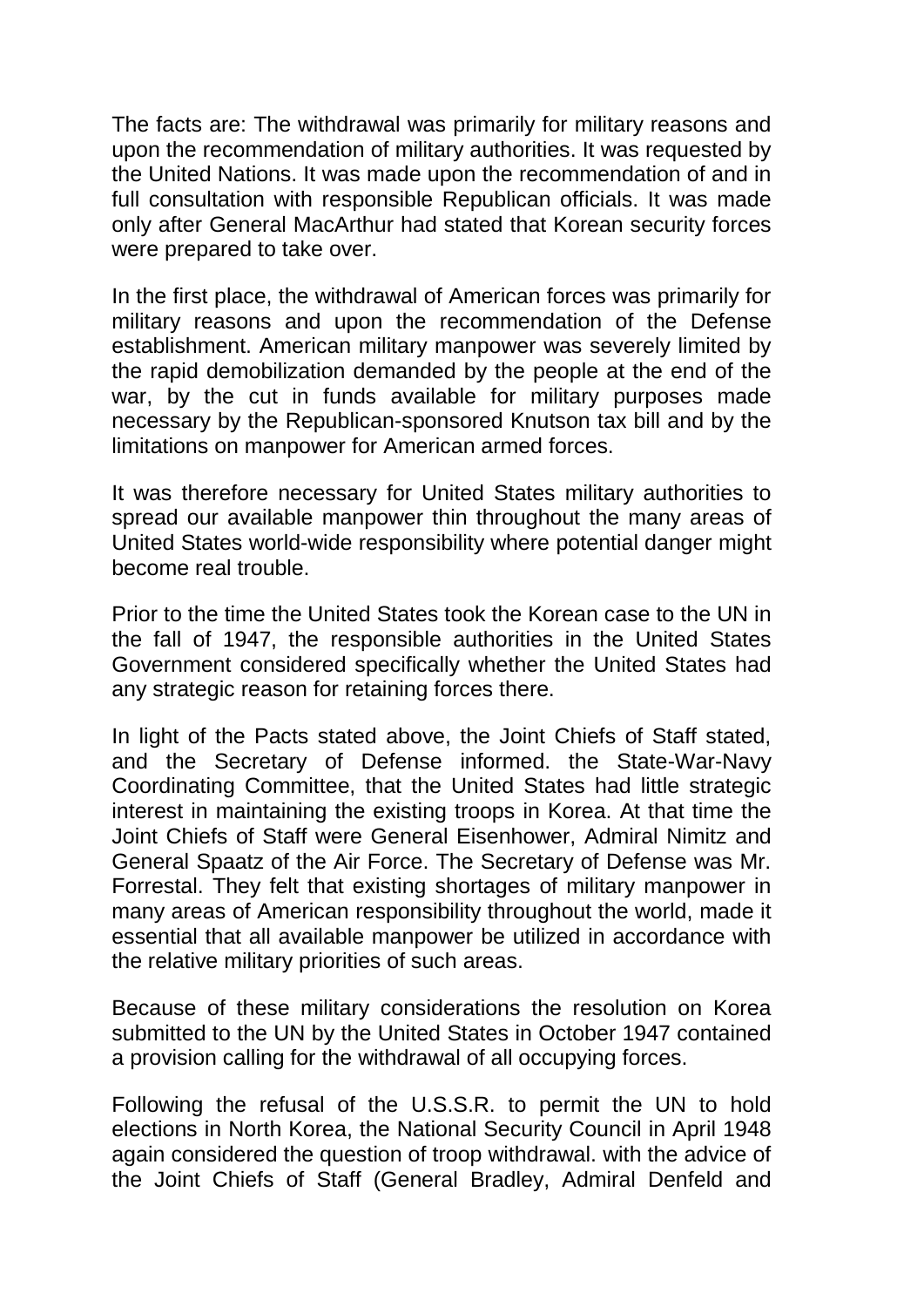The facts are: The withdrawal was primarily for military reasons and upon the recommendation of military authorities. It was requested by the United Nations. It was made upon the recommendation of and in full consultation with responsible Republican officials. It was made only after General MacArthur had stated that Korean security forces were prepared to take over.

In the first place, the withdrawal of American forces was primarily for military reasons and upon the recommendation of the Defense establishment. American military manpower was severely limited by the rapid demobilization demanded by the people at the end of the war, by the cut in funds available for military purposes made necessary by the Republican-sponsored Knutson tax bill and by the limitations on manpower for American armed forces.

It was therefore necessary for United States military authorities to spread our available manpower thin throughout the many areas of United States world-wide responsibility where potential danger might become real trouble.

Prior to the time the United States took the Korean case to the UN in the fall of 1947, the responsible authorities in the United States Government considered specifically whether the United States had any strategic reason for retaining forces there.

In light of the Pacts stated above, the Joint Chiefs of Staff stated, and the Secretary of Defense informed. the State-War-Navy Coordinating Committee, that the United States had little strategic interest in maintaining the existing troops in Korea. At that time the Joint Chiefs of Staff were General Eisenhower, Admiral Nimitz and General Spaatz of the Air Force. The Secretary of Defense was Mr. Forrestal. They felt that existing shortages of military manpower in many areas of American responsibility throughout the world, made it essential that all available manpower be utilized in accordance with the relative military priorities of such areas.

Because of these military considerations the resolution on Korea submitted to the UN by the United States in October 1947 contained a provision calling for the withdrawal of all occupying forces.

Following the refusal of the U.S.S.R. to permit the UN to hold elections in North Korea, the National Security Council in April 1948 again considered the question of troop withdrawal. with the advice of the Joint Chiefs of Staff (General Bradley, Admiral Denfeld and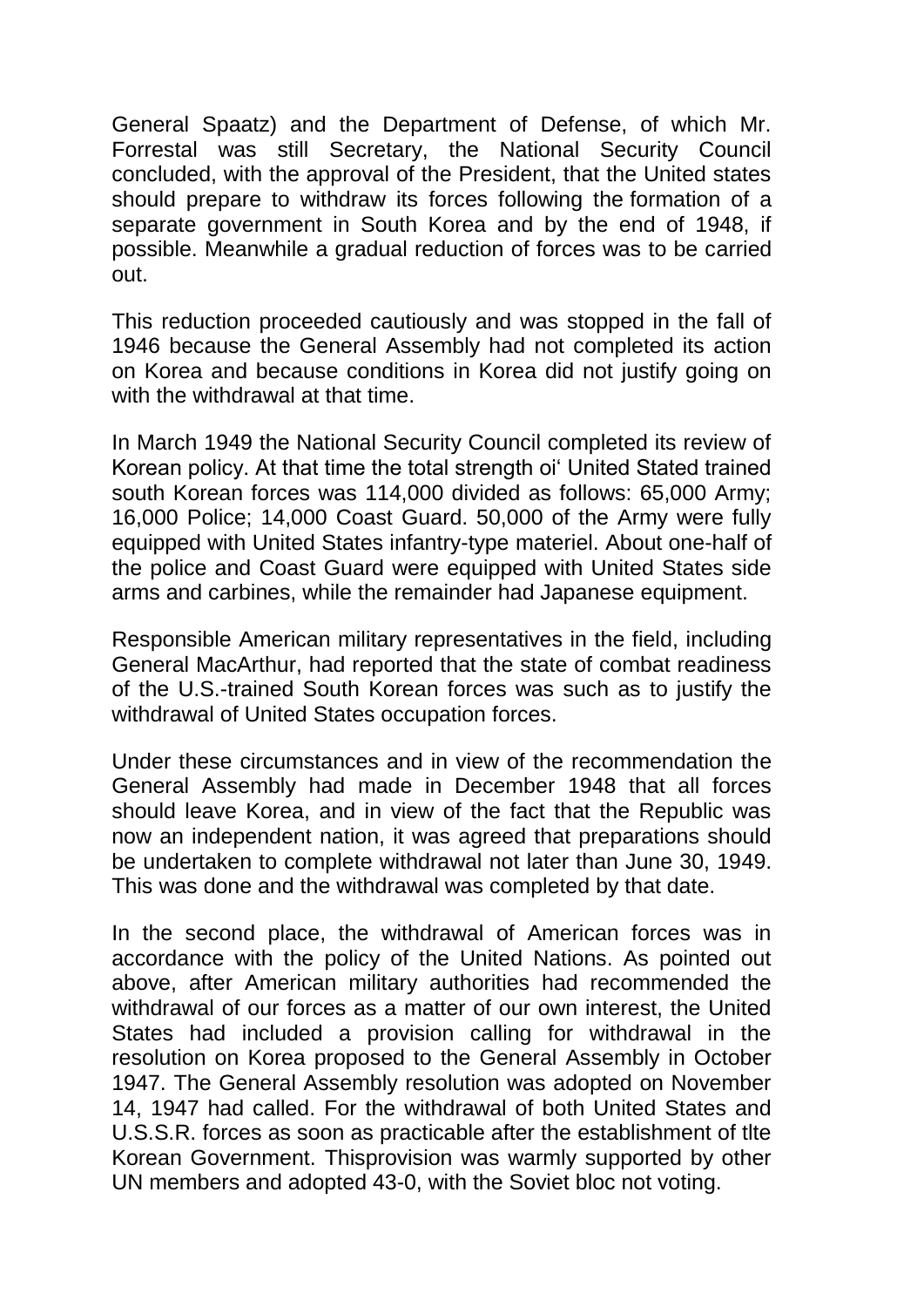General Spaatz) and the Department of Defense, of which Mr. Forrestal was still Secretary, the National Security Council concluded, with the approval of the President, that the United states should prepare to withdraw its forces following the formation of a separate government in South Korea and by the end of 1948, if possible. Meanwhile a gradual reduction of forces was to be carried out.

This reduction proceeded cautiously and was stopped in the fall of 1946 because the General Assembly had not completed its action on Korea and because conditions in Korea did not justify going on with the withdrawal at that time.

In March 1949 the National Security Council completed its review of Korean policy. At that time the total strength oi' United Stated trained south Korean forces was 114,000 divided as follows: 65,000 Army; 16,000 Police; 14,000 Coast Guard. 50,000 of the Army were fully equipped with United States infantry-type materiel. About one-half of the police and Coast Guard were equipped with United States side arms and carbines, while the remainder had Japanese equipment.

Responsible American military representatives in the field, including General MacArthur, had reported that the state of combat readiness of the U.S.-trained South Korean forces was such as to justify the withdrawal of United States occupation forces.

Under these circumstances and in view of the recommendation the General Assembly had made in December 1948 that all forces should leave Korea, and in view of the fact that the Republic was now an independent nation, it was agreed that preparations should be undertaken to complete withdrawal not later than June 30, 1949. This was done and the withdrawal was completed by that date.

In the second place, the withdrawal of American forces was in accordance with the policy of the United Nations. As pointed out above, after American military authorities had recommended the withdrawal of our forces as a matter of our own interest, the United States had included a provision calling for withdrawal in the resolution on Korea proposed to the General Assembly in October 1947. The General Assembly resolution was adopted on November 14, 1947 had called. For the withdrawal of both United States and U.S.S.R. forces as soon as practicable after the establishment of tlte Korean Government. Thisprovision was warmly supported by other UN members and adopted 43-0, with the Soviet bloc not voting.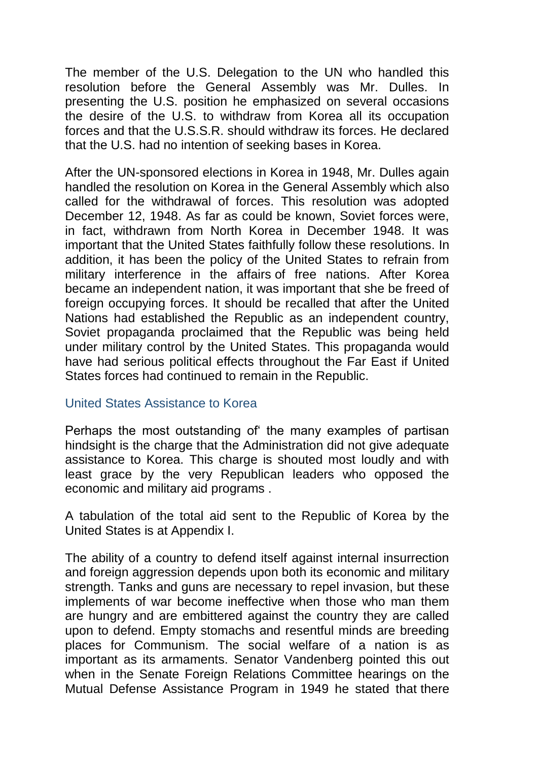The member of the U.S. Delegation to the UN who handled this resolution before the General Assembly was Mr. Dulles. In presenting the U.S. position he emphasized on several occasions the desire of the U.S. to withdraw from Korea all its occupation forces and that the U.S.S.R. should withdraw its forces. He declared that the U.S. had no intention of seeking bases in Korea.

After the UN-sponsored elections in Korea in 1948, Mr. Dulles again handled the resolution on Korea in the General Assembly which also called for the withdrawal of forces. This resolution was adopted December 12, 1948. As far as could be known, Soviet forces were, in fact, withdrawn from North Korea in December 1948. It was important that the United States faithfully follow these resolutions. In addition, it has been the policy of the United States to refrain from military interference in the affairs of free nations. After Korea became an independent nation, it was important that she be freed of foreign occupying forces. It should be recalled that after the United Nations had established the Republic as an independent country, Soviet propaganda proclaimed that the Republic was being held under military control by the United States. This propaganda would have had serious political effects throughout the Far East if United States forces had continued to remain in the Republic.

## United States Assistance to Korea

Perhaps the most outstanding of' the many examples of partisan hindsight is the charge that the Administration did not give adequate assistance to Korea. This charge is shouted most loudly and with least grace by the very Republican leaders who opposed the economic and military aid programs .

A tabulation of the total aid sent to the Republic of Korea by the United States is at Appendix I.

The ability of a country to defend itself against internal insurrection and foreign aggression depends upon both its economic and military strength. Tanks and guns are necessary to repel invasion, but these implements of war become ineffective when those who man them are hungry and are embittered against the country they are called upon to defend. Empty stomachs and resentful minds are breeding places for Communism. The social welfare of a nation is as important as its armaments. Senator Vandenberg pointed this out when in the Senate Foreign Relations Committee hearings on the Mutual Defense Assistance Program in 1949 he stated that there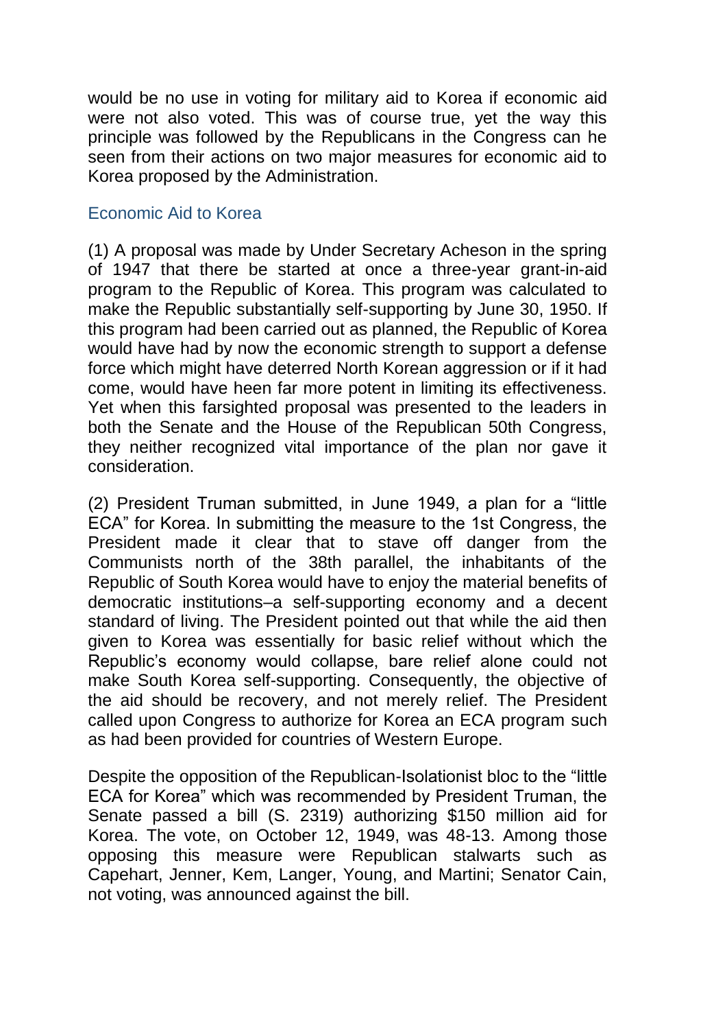would be no use in voting for military aid to Korea if economic aid were not also voted. This was of course true, yet the way this principle was followed by the Republicans in the Congress can he seen from their actions on two major measures for economic aid to Korea proposed by the Administration.

## Economic Aid to Korea

(1) A proposal was made by Under Secretary Acheson in the spring of 1947 that there be started at once a three-year grant-in-aid program to the Republic of Korea. This program was calculated to make the Republic substantially self-supporting by June 30, 1950. If this program had been carried out as planned, the Republic of Korea would have had by now the economic strength to support a defense force which might have deterred North Korean aggression or if it had come, would have heen far more potent in limiting its effectiveness. Yet when this farsighted proposal was presented to the leaders in both the Senate and the House of the Republican 50th Congress, they neither recognized vital importance of the plan nor gave it consideration.

(2) President Truman submitted, in June 1949, a plan for a "little ECA" for Korea. In submitting the measure to the 1st Congress, the President made it clear that to stave off danger from the Communists north of the 38th parallel, the inhabitants of the Republic of South Korea would have to enjoy the material benefits of democratic institutions–a self-supporting economy and a decent standard of living. The President pointed out that while the aid then given to Korea was essentially for basic relief without which the Republic's economy would collapse, bare relief alone could not make South Korea self-supporting. Consequently, the objective of the aid should be recovery, and not merely relief. The President called upon Congress to authorize for Korea an ECA program such as had been provided for countries of Western Europe.

Despite the opposition of the Republican-Isolationist bloc to the "little ECA for Korea" which was recommended by President Truman, the Senate passed a bill (S. 2319) authorizing $150 million aid for Korea. The vote, on October 12, 1949, was 48-13. Among those opposing this measure were Republican stalwarts such as Capehart, Jenner, Kem, Langer, Young, and Martini; Senator Cain, not voting, was announced against the bill.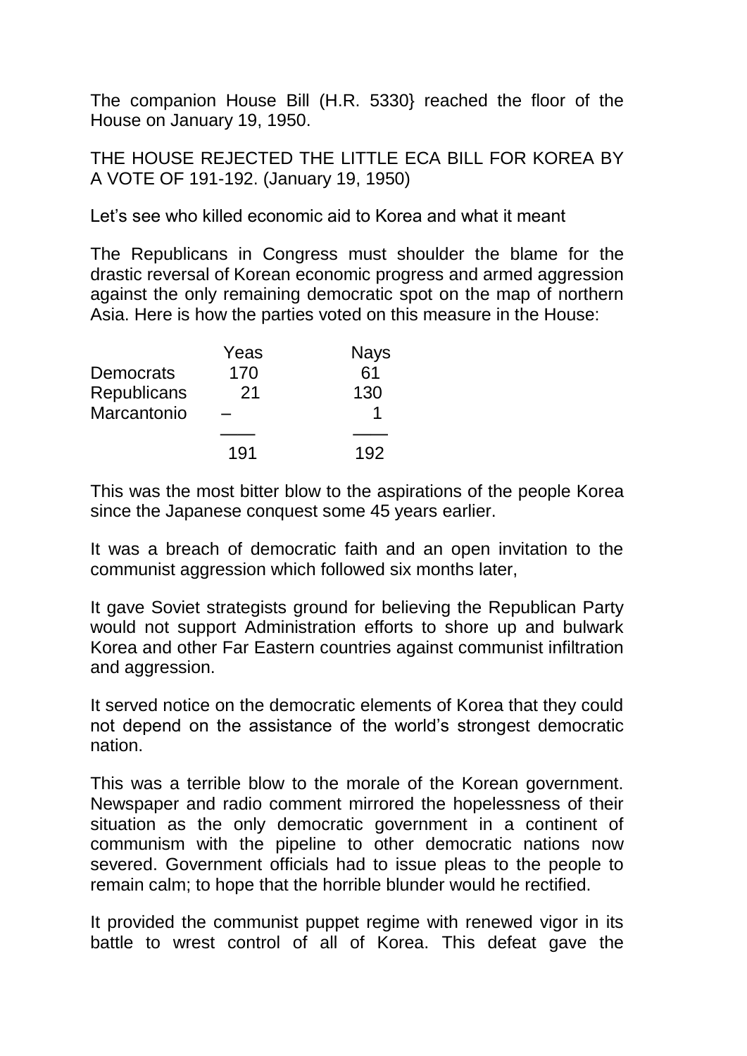The companion House Bill (H.R. 5330} reached the floor of the House on January 19, 1950.

THE HOUSE REJECTED THE LITTLE ECA BILL FOR KOREA BY A VOTE OF 191-192. (January 19, 1950)

Let's see who killed economic aid to Korea and what it meant

The Republicans in Congress must shoulder the blame for the drastic reversal of Korean economic progress and armed aggression against the only remaining democratic spot on the map of northern Asia. Here is how the parties voted on this measure in the House:

| | Yeas | Nays |
|---|---|---|
| Democrats | 170 | 61 |
| Republicans | 21 | 130 |
| Marcantonio | – | 1 |
| | 191 | 192 |

This was the most bitter blow to the aspirations of the people Korea since the Japanese conquest some 45 years earlier.

It was a breach of democratic faith and an open invitation to the communist aggression which followed six months later,

It gave Soviet strategists ground for believing the Republican Party would not support Administration efforts to shore up and bulwark Korea and other Far Eastern countries against communist infiltration and aggression.

It served notice on the democratic elements of Korea that they could not depend on the assistance of the world's strongest democratic nation.

This was a terrible blow to the morale of the Korean government. Newspaper and radio comment mirrored the hopelessness of their situation as the only democratic government in a continent of communism with the pipeline to other democratic nations now severed. Government officials had to issue pleas to the people to remain calm; to hope that the horrible blunder would he rectified.

It provided the communist puppet regime with renewed vigor in its battle to wrest control of all of Korea. This defeat gave the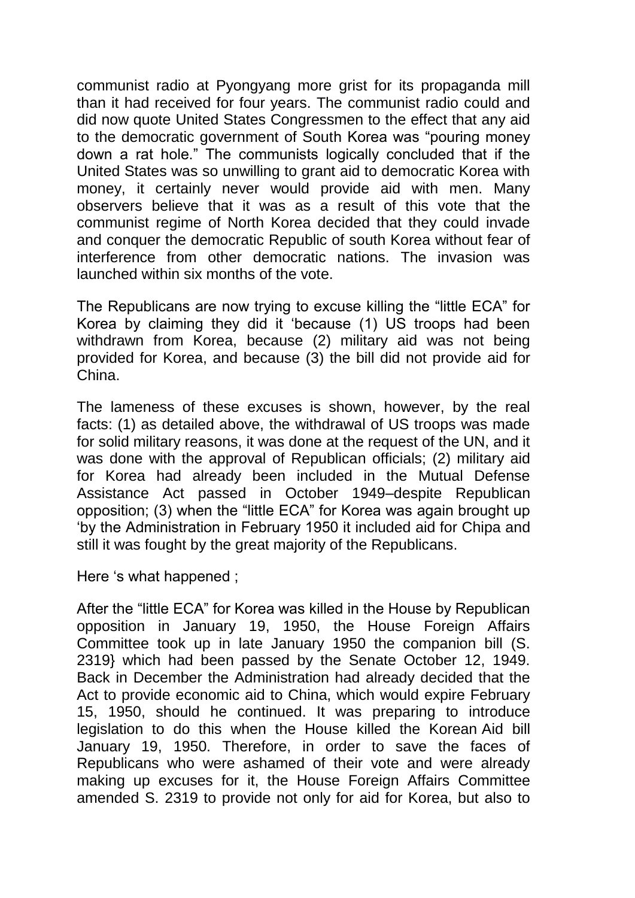communist radio at Pyongyang more grist for its propaganda mill than it had received for four years. The communist radio could and did now quote United States Congressmen to the effect that any aid to the democratic government of South Korea was “pouring money down a rat hole.” The communists logically concluded that if the United States was so unwilling to grant aid to democratic Korea with money, it certainly never would provide aid with men. Many observers believe that it was as a result of this vote that the communist regime of North Korea decided that they could invade and conquer the democratic Republic of south Korea without fear of interference from other democratic nations. The invasion was launched within six months of the vote.

The Republicans are now trying to excuse killing the “little ECA” for Korea by claiming they did it ‘because (1) US troops had been withdrawn from Korea, because (2) military aid was not being provided for Korea, and because (3) the bill did not provide aid for China.

The lameness of these excuses is shown, however, by the real facts: (1) as detailed above, the withdrawal of US troops was made for solid military reasons, it was done at the request of the UN, and it was done with the approval of Republican officials; (2) military aid for Korea had already been included in the Mutual Defense Assistance Act passed in October 1949–despite Republican opposition; (3) when the “little ECA” for Korea was again brought up ‘by the Administration in February 1950 it included aid for Chipa and still it was fought by the great majority of the Republicans.

Here ‘s what happened ;

After the “little ECA” for Korea was killed in the House by Republican opposition in January 19, 1950, the House Foreign Affairs Committee took up in late January 1950 the companion bill (S. 2319} which had been passed by the Senate October 12, 1949. Back in December the Administration had already decided that the Act to provide economic aid to China, which would expire February 15, 1950, should he continued. It was preparing to introduce legislation to do this when the House killed the Korean Aid bill January 19, 1950. Therefore, in order to save the faces of Republicans who were ashamed of their vote and were already making up excuses for it, the House Foreign Affairs Committee amended S. 2319 to provide not only for aid for Korea, but also to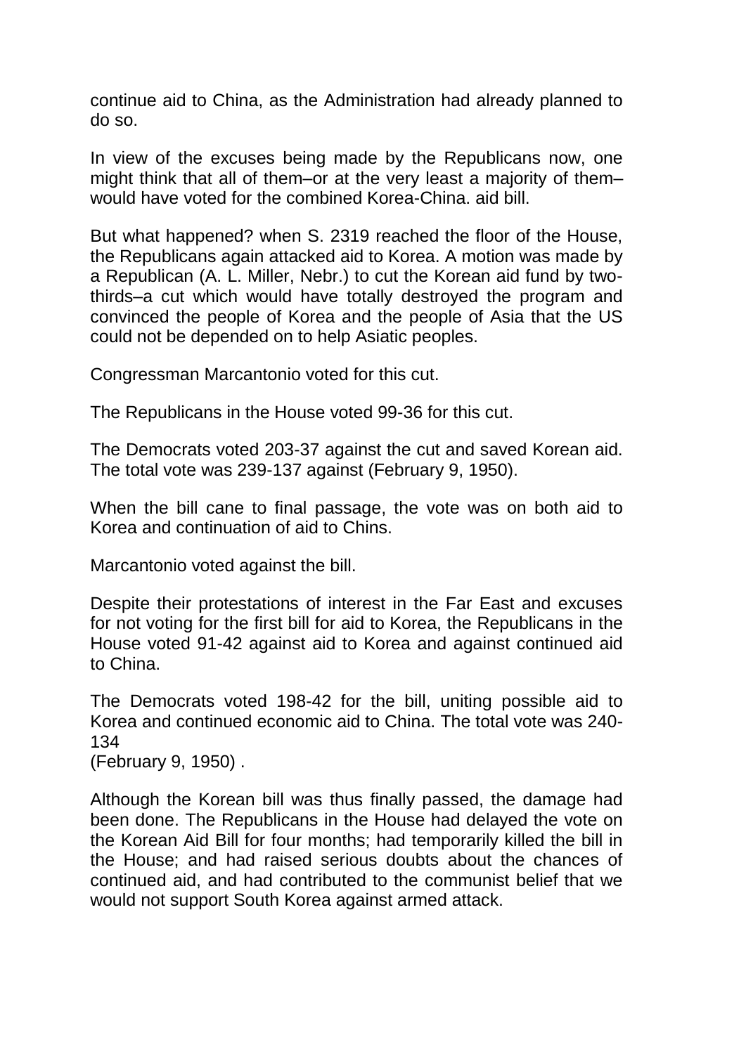continue aid to China, as the Administration had already planned to do so.

In view of the excuses being made by the Republicans now, one might think that all of them–or at the very least a majority of them–would have voted for the combined Korea-China. aid bill.

But what happened? when S. 2319 reached the floor of the House, the Republicans again attacked aid to Korea. A motion was made by a Republican (A. L. Miller, Nebr.) to cut the Korean aid fund by two-thirds–a cut which would have totally destroyed the program and convinced the people of Korea and the people of Asia that the US could not be depended on to help Asiatic peoples.

Congressman Marcantonio voted for this cut.

The Republicans in the House voted 99-36 for this cut.

The Democrats voted 203-37 against the cut and saved Korean aid. The total vote was 239-137 against (February 9, 1950).

When the bill cane to final passage, the vote was on both aid to Korea and continuation of aid to Chins.

Marcantonio voted against the bill.

Despite their protestations of interest in the Far East and excuses for not voting for the first bill for aid to Korea, the Republicans in the House voted 91-42 against aid to Korea and against continued aid to China.

The Democrats voted 198-42 for the bill, uniting possible aid to Korea and continued economic aid to China. The total vote was 240-134
(February 9, 1950) .

Although the Korean bill was thus finally passed, the damage had been done. The Republicans in the House had delayed the vote on the Korean Aid Bill for four months; had temporarily killed the bill in the House; and had raised serious doubts about the chances of continued aid, and had contributed to the communist belief that we would not support South Korea against armed attack.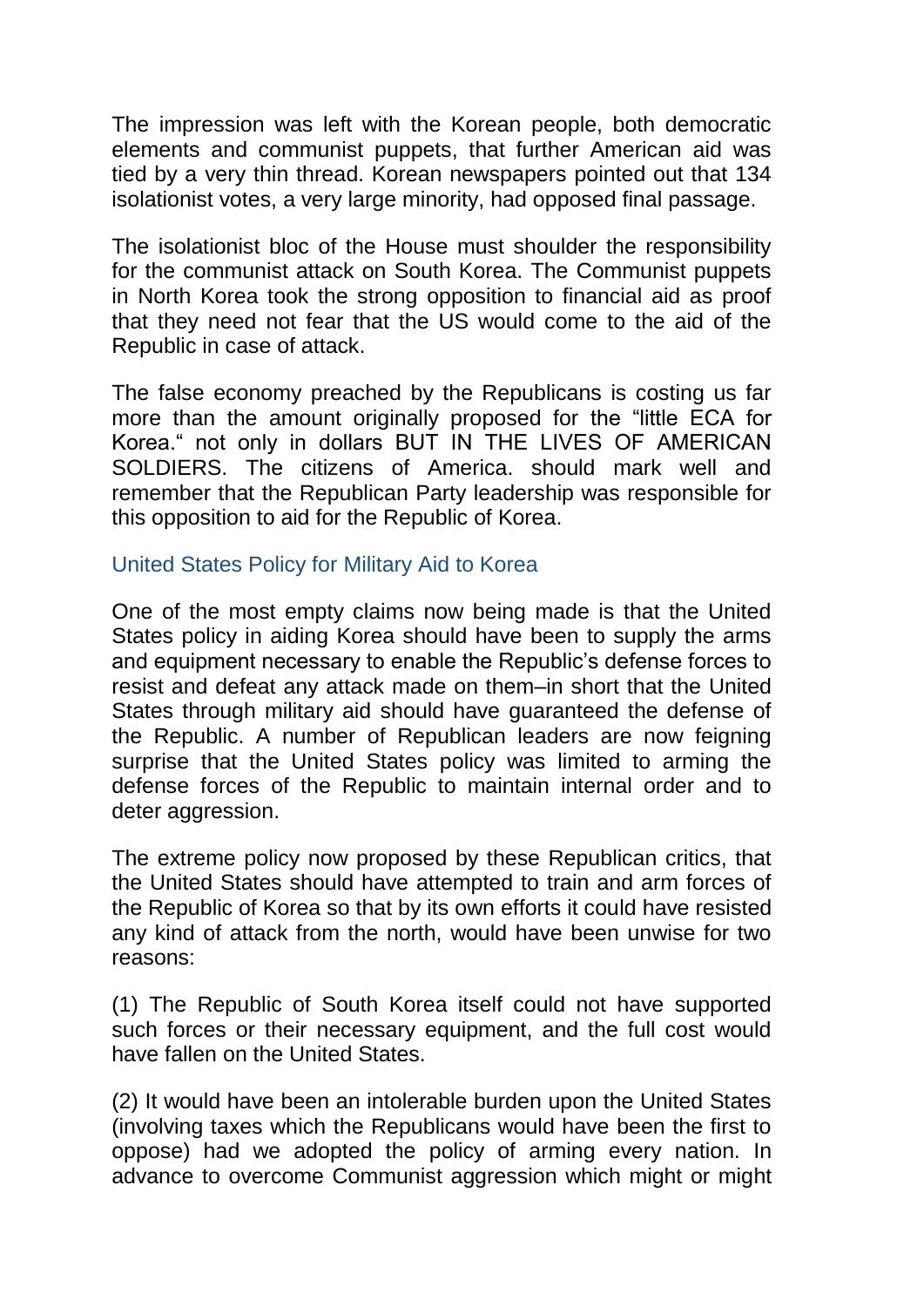The impression was left with the Korean people, both democratic elements and communist puppets, that further American aid was tied by a very thin thread. Korean newspapers pointed out that 134 isolationist votes, a very large minority, had opposed final passage.

The isolationist bloc of the House must shoulder the responsibility for the communist attack on South Korea. The Communist puppets in North Korea took the strong opposition to financial aid as proof that they need not fear that the US would come to the aid of the Republic in case of attack.

The false economy preached by the Republicans is costing us far more than the amount originally proposed for the "little ECA for Korea." not only in dollars BUT IN THE LIVES OF AMERICAN SOLDIERS. The citizens of America. should mark well and remember that the Republican Party leadership was responsible for this opposition to aid for the Republic of Korea.

## United States Policy for Military Aid to Korea

One of the most empty claims now being made is that the United States policy in aiding Korea should have been to supply the arms and equipment necessary to enable the Republic's defense forces to resist and defeat any attack made on them–in short that the United States through military aid should have guaranteed the defense of the Republic. A number of Republican leaders are now feigning surprise that the United States policy was limited to arming the defense forces of the Republic to maintain internal order and to deter aggression.

The extreme policy now proposed by these Republican critics, that the United States should have attempted to train and arm forces of the Republic of Korea so that by its own efforts it could have resisted any kind of attack from the north, would have been unwise for two reasons:

(1) The Republic of South Korea itself could not have supported such forces or their necessary equipment, and the full cost would have fallen on the United States.

(2) It would have been an intolerable burden upon the United States (involving taxes which the Republicans would have been the first to oppose) had we adopted the policy of arming every nation. In advance to overcome Communist aggression which might or might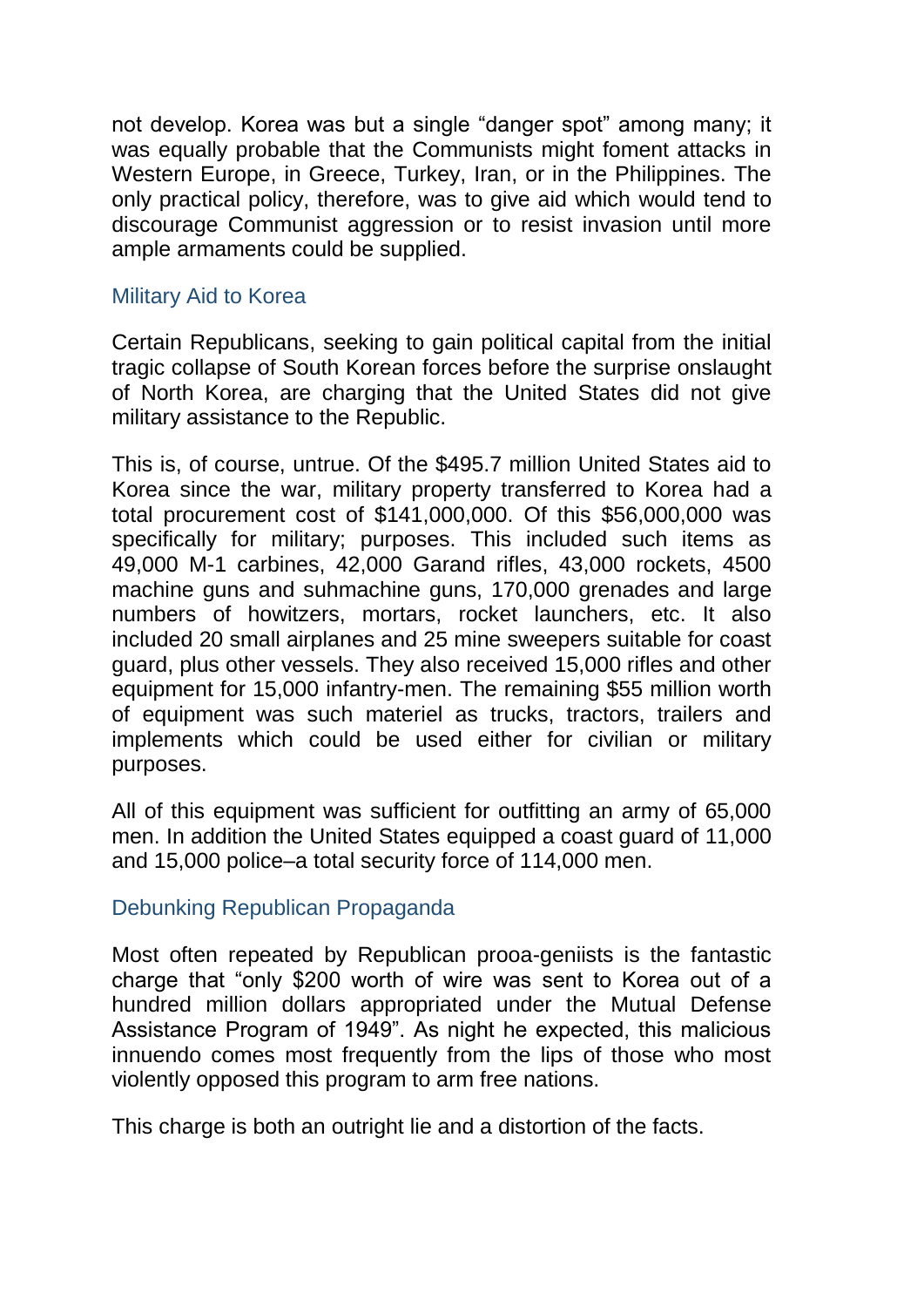not develop. Korea was but a single "danger spot" among many; it was equally probable that the Communists might foment attacks in Western Europe, in Greece, Turkey, Iran, or in the Philippines. The only practical policy, therefore, was to give aid which would tend to discourage Communist aggression or to resist invasion until more ample armaments could be supplied.

## Military Aid to Korea

Certain Republicans, seeking to gain political capital from the initial tragic collapse of South Korean forces before the surprise onslaught of North Korea, are charging that the United States did not give military assistance to the Republic.

This is, of course, untrue. Of the $495.7 million United States aid to Korea since the war, military property transferred to Korea had a total procurement cost of $141,000,000. Of this $56,000,000 was specifically for military; purposes. This included such items as 49,000 M-1 carbines, 42,000 Garand rifles, 43,000 rockets, 4500 machine guns and suhmachine guns, 170,000 grenades and large numbers of howitzers, mortars, rocket launchers, etc. It also included 20 small airplanes and 25 mine sweepers suitable for coast guard, plus other vessels. They also received 15,000 rifles and other equipment for 15,000 infantry-men. The remaining $55 million worth of equipment was such materiel as trucks, tractors, trailers and implements which could be used either for civilian or military purposes.

All of this equipment was sufficient for outfitting an army of 65,000 men. In addition the United States equipped a coast guard of 11,000 and 15,000 police–a total security force of 114,000 men.

## Debunking Republican Propaganda

Most often repeated by Republican prooa-geniists is the fantastic charge that "only $200 worth of wire was sent to Korea out of a hundred million dollars appropriated under the Mutual Defense Assistance Program of 1949". As night he expected, this malicious innuendo comes most frequently from the lips of those who most violently opposed this program to arm free nations.

This charge is both an outright lie and a distortion of the facts.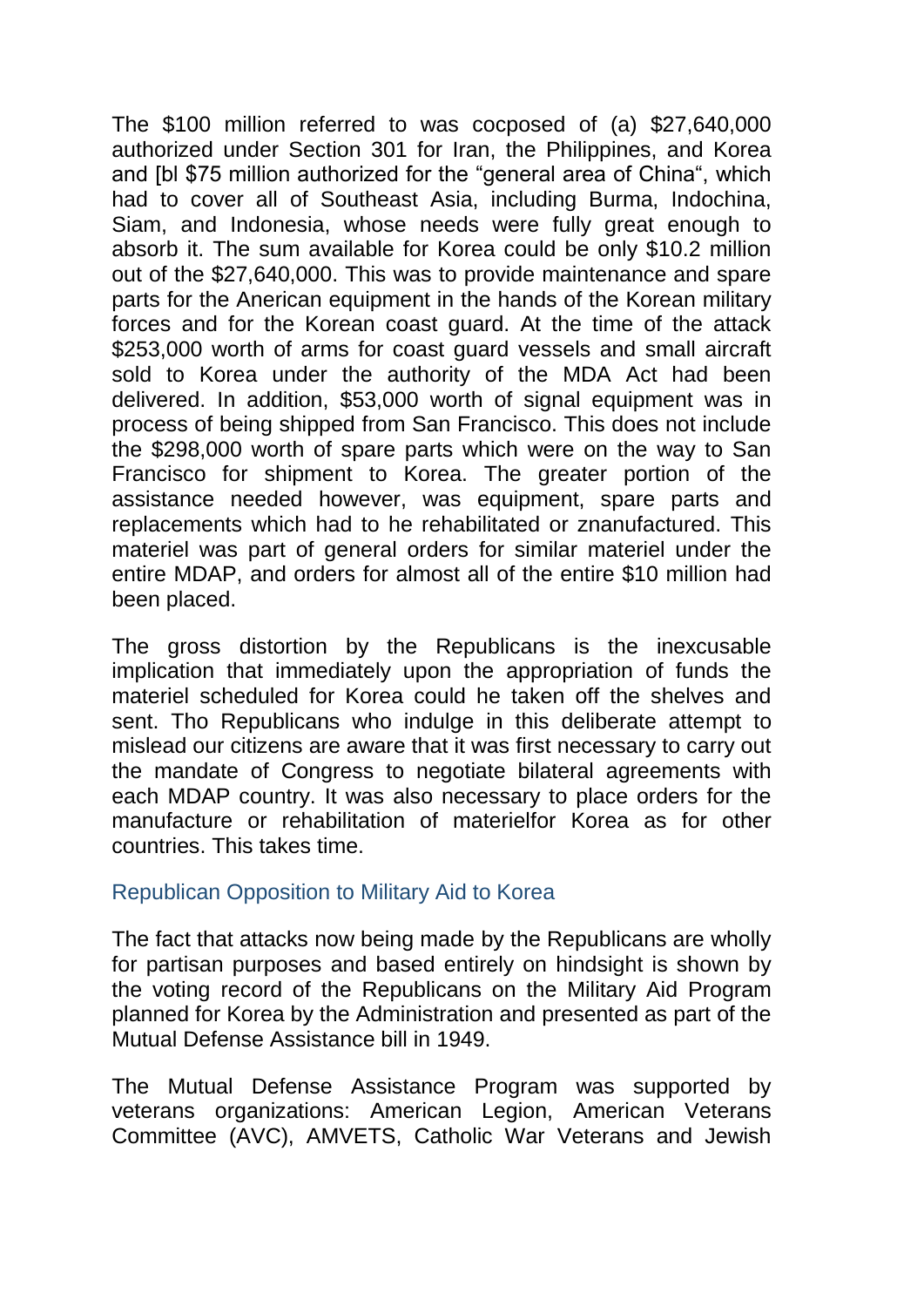The $100 million referred to was cocposed of (a) $27,640,000 authorized under Section 301 for Iran, the Philippines, and Korea and [bl $75 million authorized for the "general area of China", which had to cover all of Southeast Asia, including Burma, Indochina, Siam, and Indonesia, whose needs were fully great enough to absorb it. The sum available for Korea could be only $10.2 million out of the $27,640,000. This was to provide maintenance and spare parts for the Anerican equipment in the hands of the Korean military forces and for the Korean coast guard. At the time of the attack $253,000 worth of arms for coast guard vessels and small aircraft sold to Korea under the authority of the MDA Act had been delivered. In addition, $53,000 worth of signal equipment was in process of being shipped from San Francisco. This does not include the $298,000 worth of spare parts which were on the way to San Francisco for shipment to Korea. The greater portion of the assistance needed however, was equipment, spare parts and replacements which had to he rehabilitated or znanufactured. This materiel was part of general orders for similar materiel under the entire MDAP, and orders for almost all of the entire $10 million had been placed.

The gross distortion by the Republicans is the inexcusable implication that immediately upon the appropriation of funds the materiel scheduled for Korea could he taken off the shelves and sent. Tho Republicans who indulge in this deliberate attempt to mislead our citizens are aware that it was first necessary to carry out the mandate of Congress to negotiate bilateral agreements with each MDAP country. It was also necessary to place orders for the manufacture or rehabilitation of materielfor Korea as for other countries. This takes time.

## Republican Opposition to Military Aid to Korea

The fact that attacks now being made by the Republicans are wholly for partisan purposes and based entirely on hindsight is shown by the voting record of the Republicans on the Military Aid Program planned for Korea by the Administration and presented as part of the Mutual Defense Assistance bill in 1949.

The Mutual Defense Assistance Program was supported by veterans organizations: American Legion, American Veterans Committee (AVC), AMVETS, Catholic War Veterans and Jewish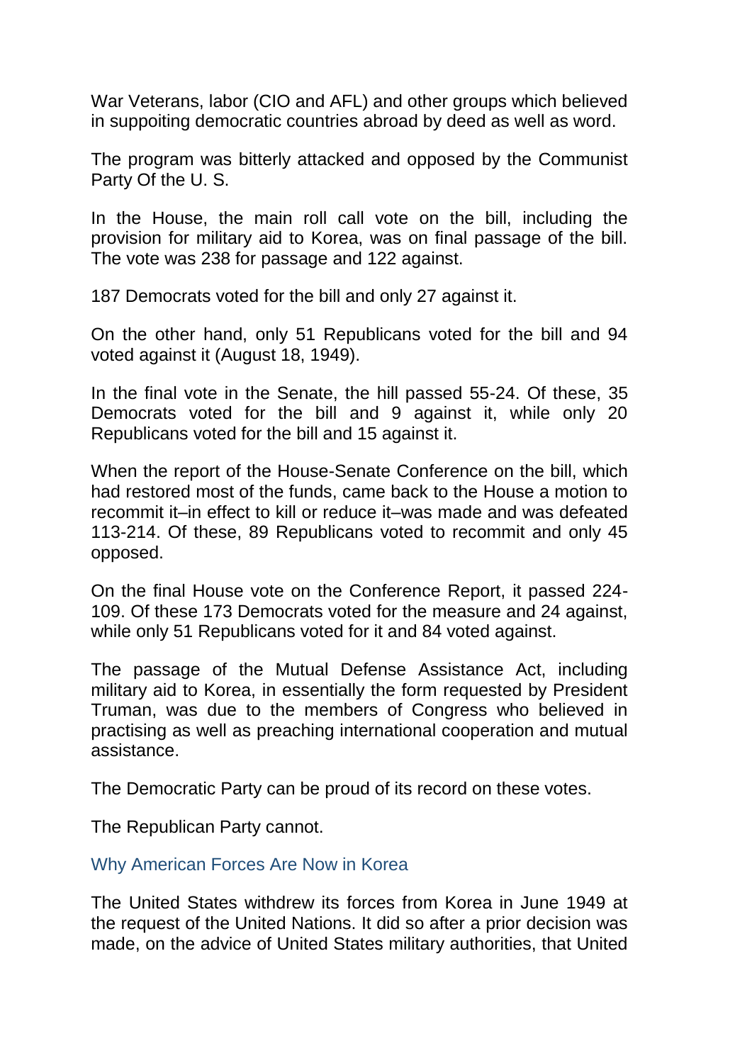War Veterans, labor (CIO and AFL) and other groups which believed in suppoiting democratic countries abroad by deed as well as word.

The program was bitterly attacked and opposed by the Communist Party Of the U. S.

In the House, the main roll call vote on the bill, including the provision for military aid to Korea, was on final passage of the bill. The vote was 238 for passage and 122 against.

187 Democrats voted for the bill and only 27 against it.

On the other hand, only 51 Republicans voted for the bill and 94 voted against it (August 18, 1949).

In the final vote in the Senate, the hill passed 55-24. Of these, 35 Democrats voted for the bill and 9 against it, while only 20 Republicans voted for the bill and 15 against it.

When the report of the House-Senate Conference on the bill, which had restored most of the funds, came back to the House a motion to recommit it–in effect to kill or reduce it–was made and was defeated 113-214. Of these, 89 Republicans voted to recommit and only 45 opposed.

On the final House vote on the Conference Report, it passed 224-109. Of these 173 Democrats voted for the measure and 24 against, while only 51 Republicans voted for it and 84 voted against.

The passage of the Mutual Defense Assistance Act, including military aid to Korea, in essentially the form requested by President Truman, was due to the members of Congress who believed in practising as well as preaching international cooperation and mutual assistance.

The Democratic Party can be proud of its record on these votes.

The Republican Party cannot.

## Why American Forces Are Now in Korea

The United States withdrew its forces from Korea in June 1949 at the request of the United Nations. It did so after a prior decision was made, on the advice of United States military authorities, that United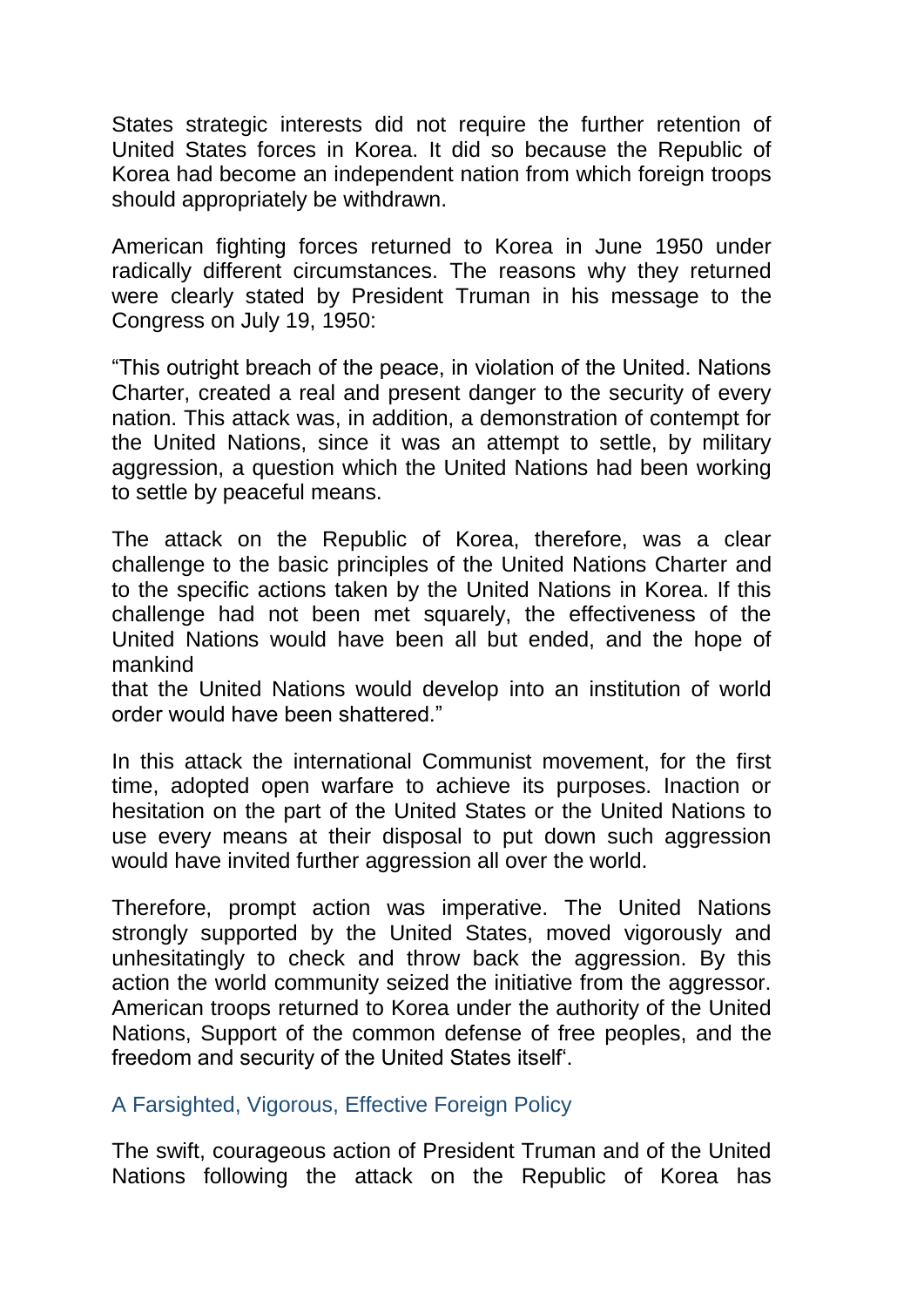States strategic interests did not require the further retention of United States forces in Korea. It did so because the Republic of Korea had become an independent nation from which foreign troops should appropriately be withdrawn.

American fighting forces returned to Korea in June 1950 under radically different circumstances. The reasons why they returned were clearly stated by President Truman in his message to the Congress on July 19, 1950:

"This outright breach of the peace, in violation of the United. Nations Charter, created a real and present danger to the security of every nation. This attack was, in addition, a demonstration of contempt for the United Nations, since it was an attempt to settle, by military aggression, a question which the United Nations had been working to settle by peaceful means.

The attack on the Republic of Korea, therefore, was a clear challenge to the basic principles of the United Nations Charter and to the specific actions taken by the United Nations in Korea. If this challenge had not been met squarely, the effectiveness of the United Nations would have been all but ended, and the hope of mankind
that the United Nations would develop into an institution of world order would have been shattered."

In this attack the international Communist movement, for the first time, adopted open warfare to achieve its purposes. Inaction or hesitation on the part of the United States or the United Nations to use every means at their disposal to put down such aggression would have invited further aggression all over the world.

Therefore, prompt action was imperative. The United Nations strongly supported by the United States, moved vigorously and unhesitatingly to check and throw back the aggression. By this action the world community seized the initiative from the aggressor. American troops returned to Korea under the authority of the United Nations, Support of the common defense of free peoples, and the freedom and security of the United States itself'.

## A Farsighted, Vigorous, Effective Foreign Policy

The swift, courageous action of President Truman and of the United Nations following the attack on the Republic of Korea has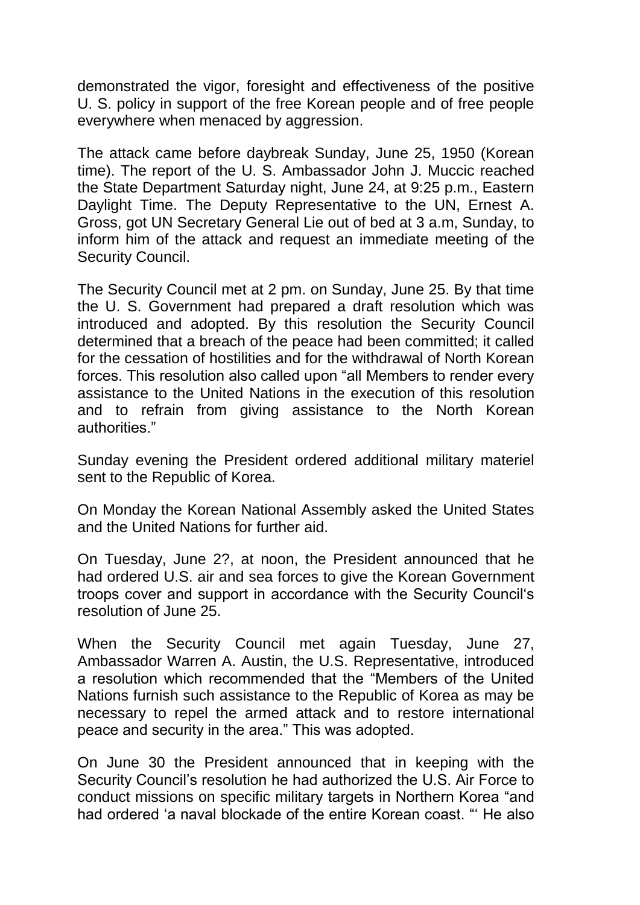demonstrated the vigor, foresight and effectiveness of the positive U. S. policy in support of the free Korean people and of free people everywhere when menaced by aggression.

The attack came before daybreak Sunday, June 25, 1950 (Korean time). The report of the U. S. Ambassador John J. Muccic reached the State Department Saturday night, June 24, at 9:25 p.m., Eastern Daylight Time. The Deputy Representative to the UN, Ernest A. Gross, got UN Secretary General Lie out of bed at 3 a.m, Sunday, to inform him of the attack and request an immediate meeting of the Security Council.

The Security Council met at 2 pm. on Sunday, June 25. By that time the U. S. Government had prepared a draft resolution which was introduced and adopted. By this resolution the Security Council determined that a breach of the peace had been committed; it called for the cessation of hostilities and for the withdrawal of North Korean forces. This resolution also called upon "all Members to render every assistance to the United Nations in the execution of this resolution and to refrain from giving assistance to the North Korean authorities."

Sunday evening the President ordered additional military materiel sent to the Republic of Korea.

On Monday the Korean National Assembly asked the United States and the United Nations for further aid.

On Tuesday, June 2?, at noon, the President announced that he had ordered U.S. air and sea forces to give the Korean Government troops cover and support in accordance with the Security Council's resolution of June 25.

When the Security Council met again Tuesday, June 27, Ambassador Warren A. Austin, the U.S. Representative, introduced a resolution which recommended that the "Members of the United Nations furnish such assistance to the Republic of Korea as may be necessary to repel the armed attack and to restore international peace and security in the area." This was adopted.

On June 30 the President announced that in keeping with the Security Council's resolution he had authorized the U.S. Air Force to conduct missions on specific military targets in Northern Korea "and had ordered 'a naval blockade of the entire Korean coast. "' He also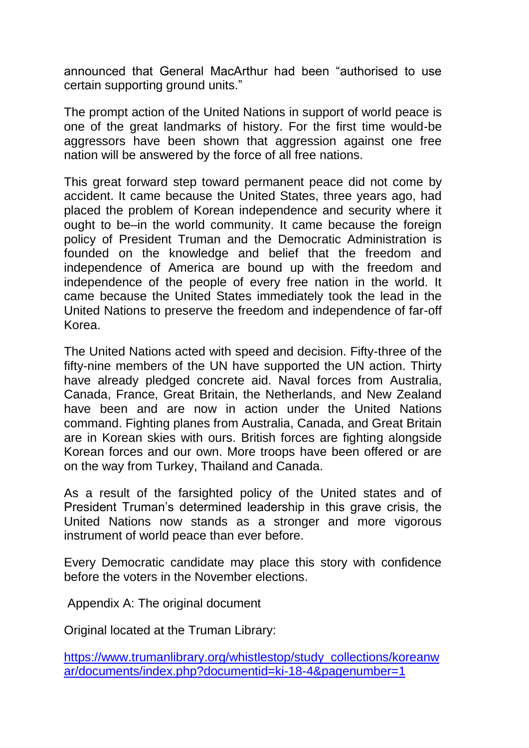announced that General MacArthur had been "authorised to use certain supporting ground units."

The prompt action of the United Nations in support of world peace is one of the great landmarks of history. For the first time would-be aggressors have been shown that aggression against one free nation will be answered by the force of all free nations.

This great forward step toward permanent peace did not come by accident. It came because the United States, three years ago, had placed the problem of Korean independence and security where it ought to be–in the world community. It came because the foreign policy of President Truman and the Democratic Administration is founded on the knowledge and belief that the freedom and independence of America are bound up with the freedom and independence of the people of every free nation in the world. It came because the United States immediately took the lead in the United Nations to preserve the freedom and independence of far-off Korea.

The United Nations acted with speed and decision. Fifty-three of the fifty-nine members of the UN have supported the UN action. Thirty have already pledged concrete aid. Naval forces from Australia, Canada, France, Great Britain, the Netherlands, and New Zealand have been and are now in action under the United Nations command. Fighting planes from Australia, Canada, and Great Britain are in Korean skies with ours. British forces are fighting alongside Korean forces and our own. More troops have been offered or are on the way from Turkey, Thailand and Canada.

As a result of the farsighted policy of the United states and of President Truman's determined leadership in this grave crisis, the United Nations now stands as a stronger and more vigorous instrument of world peace than ever before.

Every Democratic candidate may place this story with confidence before the voters in the November elections.

Appendix A: The original document

Original located at the Truman Library:

[https://www.trumanlibrary.org/whistlestop/study_collections/koreanwar/documents/index.php?documentid=ki-18-4&pagenumber=1](https://www.trumanlibrary.org/whistlestop/study_collections/koreanwar/documents/index.php?documentid=ki-18-4&pagenumber=1)